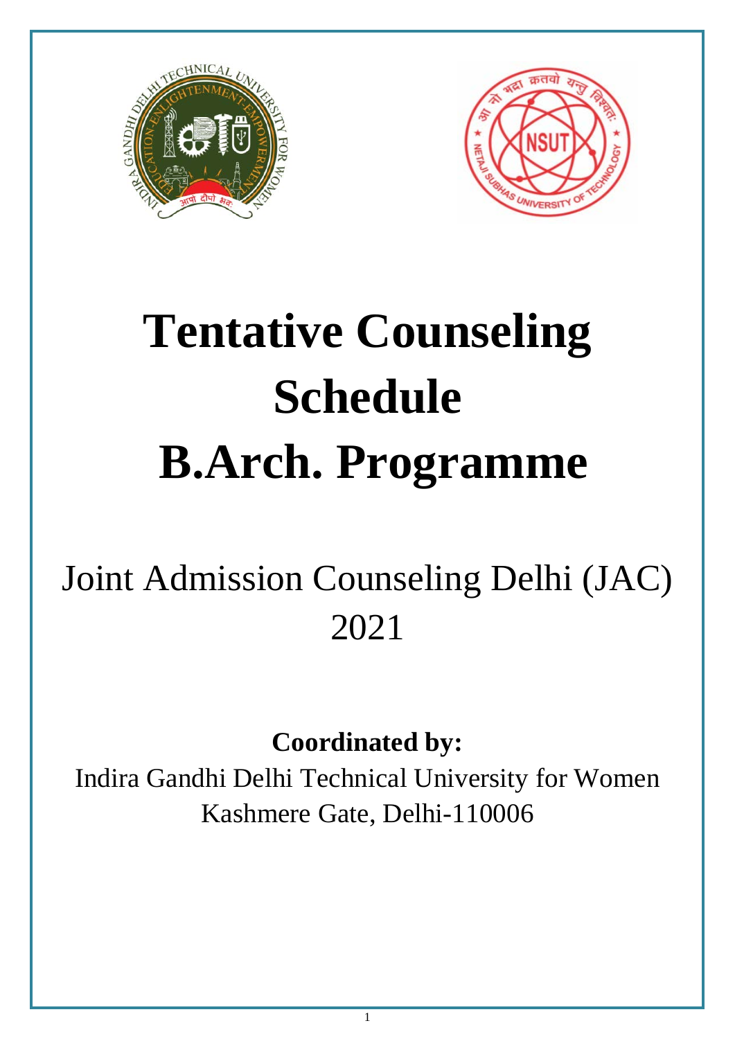# Tentative Counseling Schedule B.Arch. Programme

Joint Admission Counseling Delhi (JAC) 2021

**Coordinated by:**

Indira Gandhi Delhi Technical University for Women
Kashmere Gate, Delhi-110006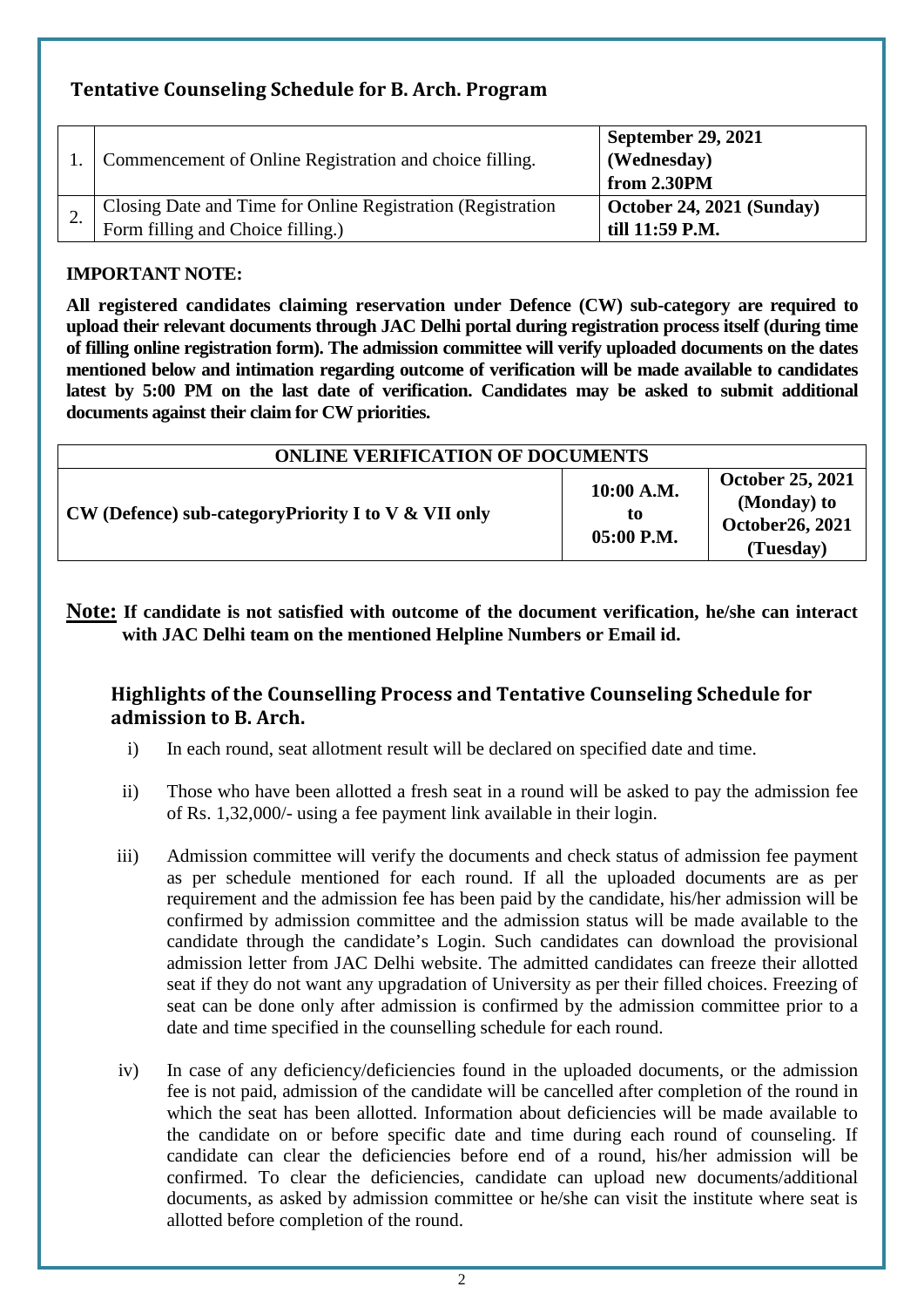## Tentative Counseling Schedule for B. Arch. Program

| | | |
|---|---|---|
| 1. | Commencement of Online Registration and choice filling. | **September 29, 2021 (Wednesday) from 2.30PM** |
| 2. | Closing Date and Time for Online Registration (Registration Form filling and Choice filling.) | **October 24, 2021 (Sunday) till 11:59 P.M.** |

**IMPORTANT NOTE:**

**All registered candidates claiming reservation under Defence (CW) sub-category are required to upload their relevant documents through JAC Delhi portal during registration process itself (during time of filling online registration form). The admission committee will verify uploaded documents on the dates mentioned below and intimation regarding outcome of verification will be made available to candidates latest by 5:00 PM on the last date of verification. Candidates may be asked to submit additional documents against their claim for CW priorities.**

| ONLINE VERIFICATION OF DOCUMENTS | | |
|---|---|---|
| **CW (Defence) sub-categoryPriority I to V & VII only** | **10:00 A.M. to 05:00 P.M.** | **October 25, 2021 (Monday) to October26, 2021 (Tuesday)** |

**Note: If candidate is not satisfied with outcome of the document verification, he/she can interact with JAC Delhi team on the mentioned Helpline Numbers or Email id.**

### Highlights of the Counselling Process and Tentative Counseling Schedule for admission to B. Arch.

i) In each round, seat allotment result will be declared on specified date and time.

ii) Those who have been allotted a fresh seat in a round will be asked to pay the admission fee of Rs. 1,32,000/- using a fee payment link available in their login.

iii) Admission committee will verify the documents and check status of admission fee payment as per schedule mentioned for each round. If all the uploaded documents are as per requirement and the admission fee has been paid by the candidate, his/her admission will be confirmed by admission committee and the admission status will be made available to the candidate through the candidate's Login. Such candidates can download the provisional admission letter from JAC Delhi website. The admitted candidates can freeze their allotted seat if they do not want any upgradation of University as per their filled choices. Freezing of seat can be done only after admission is confirmed by the admission committee prior to a date and time specified in the counselling schedule for each round.

iv) In case of any deficiency/deficiencies found in the uploaded documents, or the admission fee is not paid, admission of the candidate will be cancelled after completion of the round in which the seat has been allotted. Information about deficiencies will be made available to the candidate on or before specific date and time during each round of counseling. If candidate can clear the deficiencies before end of a round, his/her admission will be confirmed. To clear the deficiencies, candidate can upload new documents/additional documents, as asked by admission committee or he/she can visit the institute where seat is allotted before completion of the round.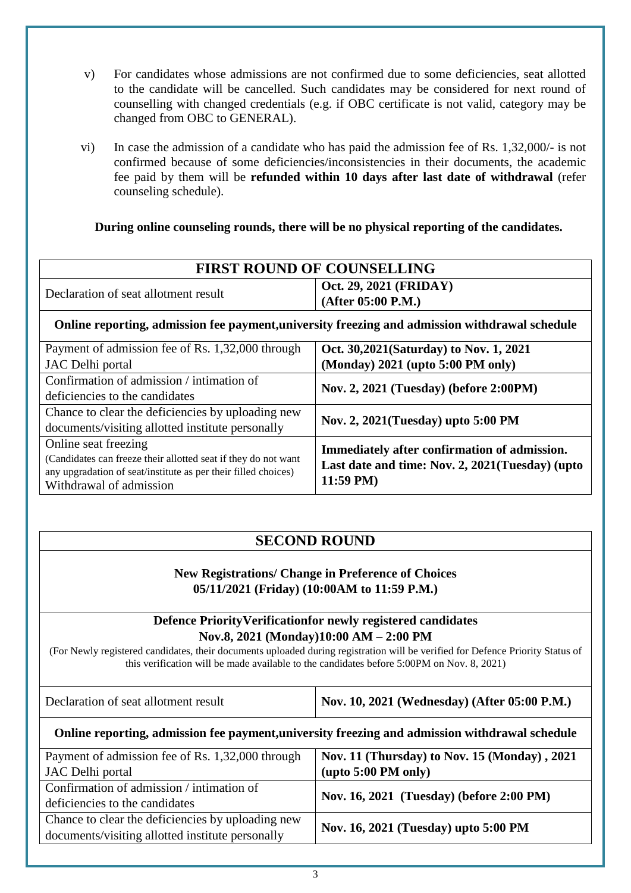v) For candidates whose admissions are not confirmed due to some deficiencies, seat allotted to the candidate will be cancelled. Such candidates may be considered for next round of counselling with changed credentials (e.g. if OBC certificate is not valid, category may be changed from OBC to GENERAL).

vi) In case the admission of a candidate who has paid the admission fee of Rs. 1,32,000/- is not confirmed because of some deficiencies/inconsistencies in their documents, the academic fee paid by them will be **refunded within 10 days after last date of withdrawal** (refer counseling schedule).

**During online counseling rounds, there will be no physical reporting of the candidates.**

| **FIRST ROUND OF COUNSELLING** | |
|---|---|
| Declaration of seat allotment result | **Oct. 29, 2021 (FRIDAY) (After 05:00 P.M.)** |
| **Online reporting, admission fee payment,university freezing and admission withdrawal schedule** | |
| Payment of admission fee of Rs. 1,32,000 through JAC Delhi portal | **Oct. 30,2021(Saturday) to Nov. 1, 2021 (Monday) 2021 (upto 5:00 PM only)** |
| Confirmation of admission / intimation of deficiencies to the candidates | **Nov. 2, 2021 (Tuesday) (before 2:00PM)** |
| Chance to clear the deficiencies by uploading new documents/visiting allotted institute personally | **Nov. 2, 2021(Tuesday) upto 5:00 PM** |
| Online seat freezing (Candidates can freeze their allotted seat if they do not want any upgradation of seat/institute as per their filled choices) Withdrawal of admission | **Immediately after confirmation of admission. Last date and time: Nov. 2, 2021(Tuesday) (upto 11:59 PM)** |

| **SECOND ROUND** | |
|---|---|
| **New Registrations/ Change in Preference of Choices 05/11/2021 (Friday) (10:00AM to 11:59 P.M.)** | |
| **Defence PriorityVerificationfor newly registered candidates Nov.8, 2021 (Monday)10:00 AM – 2:00 PM** (For Newly registered candidates, their documents uploaded during registration will be verified for Defence Priority Status of this verification will be made available to the candidates before 5:00PM on Nov. 8, 2021) | |
| Declaration of seat allotment result | **Nov. 10, 2021 (Wednesday) (After 05:00 P.M.)** |
| **Online reporting, admission fee payment,university freezing and admission withdrawal schedule** | |
| Payment of admission fee of Rs. 1,32,000 through JAC Delhi portal | **Nov. 11 (Thursday) to Nov. 15 (Monday) , 2021 (upto 5:00 PM only)** |
| Confirmation of admission / intimation of deficiencies to the candidates | **Nov. 16, 2021 (Tuesday) (before 2:00 PM)** |
| Chance to clear the deficiencies by uploading new documents/visiting allotted institute personally | **Nov. 16, 2021 (Tuesday) upto 5:00 PM** |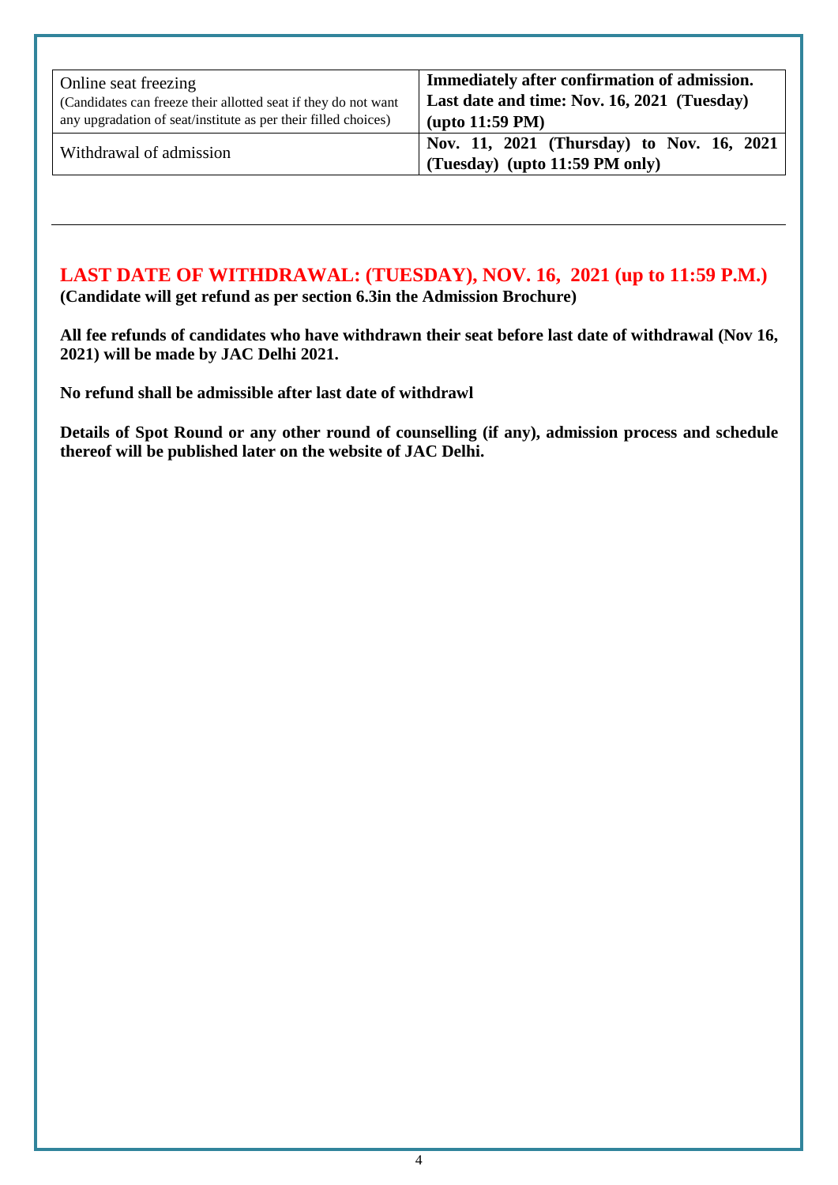| | |
|---|---|
| Online seat freezing<br>(Candidates can freeze their allotted seat if they do not want any upgradation of seat/institute as per their filled choices) | **Immediately after confirmation of admission.**<br>**Last date and time: Nov. 16, 2021 (Tuesday) (upto 11:59 PM)** |
| Withdrawal of admission | **Nov. 11, 2021 (Thursday) to Nov. 16, 2021 (Tuesday) (upto 11:59 PM only)** |

---

## LAST DATE OF WITHDRAWAL: (TUESDAY), NOV. 16, 2021 (up to 11:59 P.M.)

**(Candidate will get refund as per section 6.3in the Admission Brochure)**

**All fee refunds of candidates who have withdrawn their seat before last date of withdrawal (Nov 16, 2021) will be made by JAC Delhi 2021.**

**No refund shall be admissible after last date of withdrawl**

**Details of Spot Round or any other round of counselling (if any), admission process and schedule thereof will be published later on the website of JAC Delhi.**